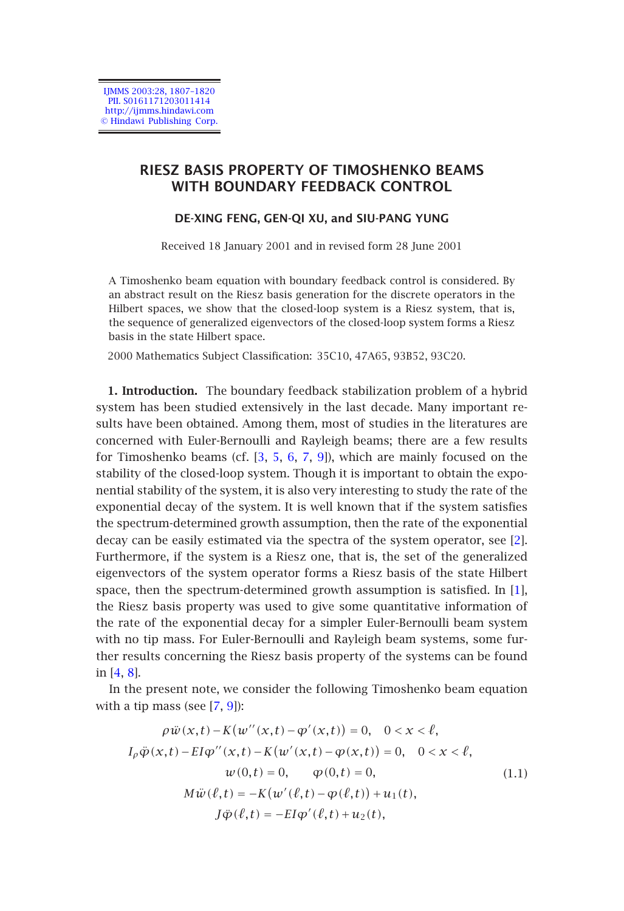# RIESZ BASIS PROPERTY OF TIMOSHENKO BEAMS WITH BOUNDARY FEEDBACK CONTROL

**DE-XING FENG, GEN-QI XU, and SIU-PANG YUNG**

Received 18 January 2001 and in revised form 28 June 2001

A Timoshenko beam equation with boundary feedback control is considered. By an abstract result on the Riesz basis generation for the discrete operators in the Hilbert spaces, we show that the closed-loop system is a Riesz system, that is, the sequence of generalized eigenvectors of the closed-loop system forms a Riesz basis in the state Hilbert space.

2000 Mathematics Subject Classification: 35C10, 47A65, 93B52, 93C20.

**1. Introduction.** The boundary feedback stabilization problem of a hybrid system has been studied extensively in the last decade. Many important results have been obtained. Among them, most of studies in the literatures are concerned with Euler-Bernoulli and Rayleigh beams; there are a few results for Timoshenko beams (cf. [3, 5, 6, 7, 9]), which are mainly focused on the stability of the closed-loop system. Though it is important to obtain the exponential stability of the system, it is also very interesting to study the rate of the exponential decay of the system. It is well known that if the system satisfies the spectrum-determined growth assumption, then the rate of the exponential decay can be easily estimated via the spectra of the system operator, see [2]. Furthermore, if the system is a Riesz one, that is, the set of the generalized eigenvectors of the system operator forms a Riesz basis of the state Hilbert space, then the spectrum-determined growth assumption is satisfied. In [1], the Riesz basis property was used to give some quantitative information of the rate of the exponential decay for a simpler Euler-Bernoulli beam system with no tip mass. For Euler-Bernoulli and Rayleigh beam systems, some further results concerning the Riesz basis property of the systems can be found in [4, 8].

In the present note, we consider the following Timoshenko beam equation with a tip mass (see [7, 9]):

$$
\begin{gathered}
\rho \ddot{w}(x,t) - K\big(w''(x,t) - \varphi'(x,t)\big) = 0, \quad 0 < x < \ell, \\
I_\rho \ddot{\varphi}(x,t) - EI\varphi''(x,t) - K\big(w'(x,t) - \varphi(x,t)\big) = 0, \quad 0 < x < \ell, \\
w(0,t) = 0, \qquad \varphi(0,t) = 0, \\
M\ddot{w}(\ell,t) = -K\big(w'(\ell,t) - \varphi(\ell,t)\big) + u_1(t), \\
J\ddot{\varphi}(\ell,t) = -EI\varphi'(\ell,t) + u_2(t),
\end{gathered}
\tag{1.1}
$$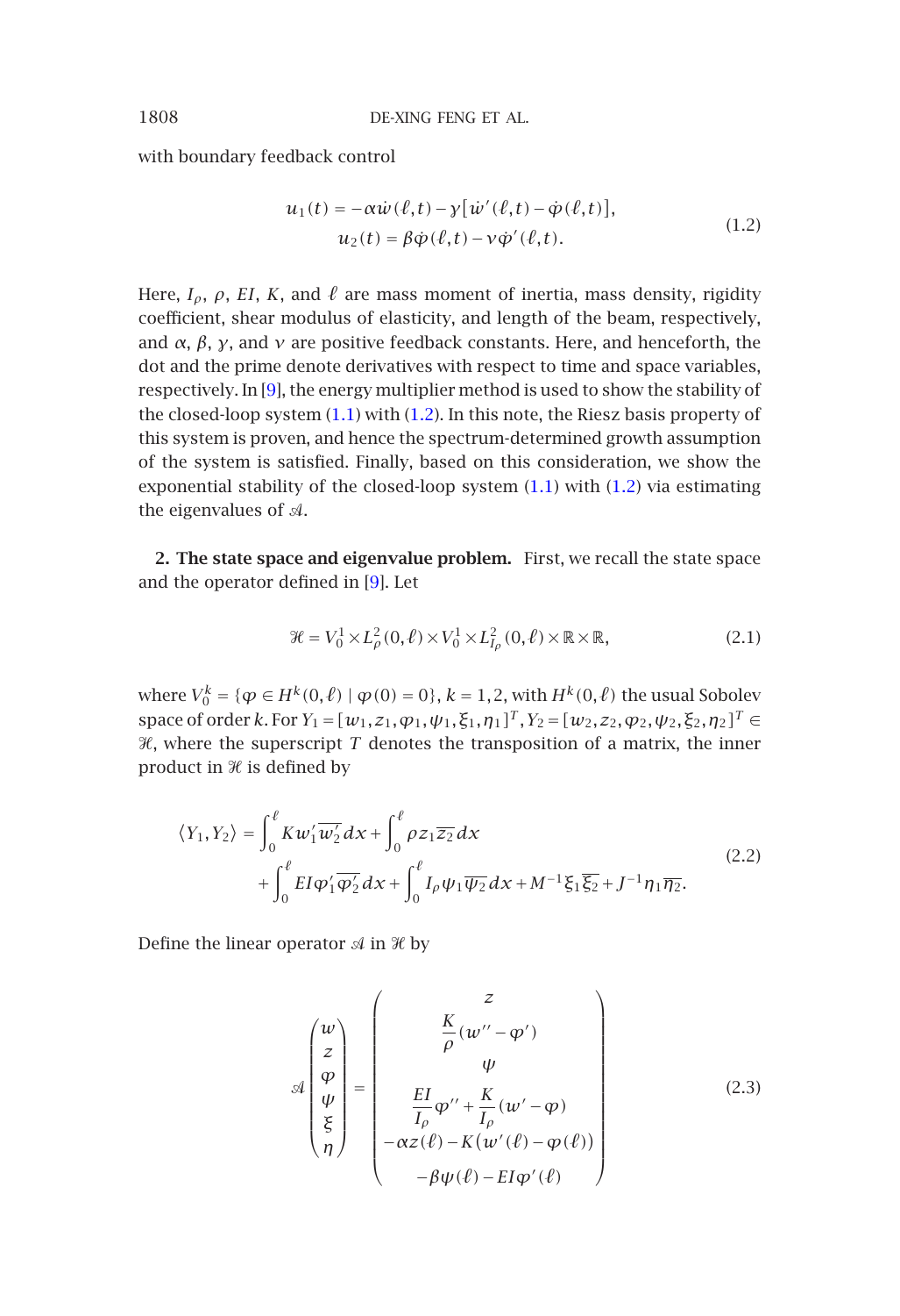with boundary feedback control

$$
\begin{aligned}
u_1(t) &= -\alpha\dot{w}(\ell,t) - \gamma[\dot{w}'(\ell,t) - \dot{\varphi}(\ell,t)],\\
u_2(t) &= \beta\dot{\varphi}(\ell,t) - \nu\dot{\varphi}'(\ell,t).
\end{aligned}
\tag{1.2}
$$

Here, $I_\rho$, $\rho$, $EI$, $K$, and $\ell$ are mass moment of inertia, mass density, rigidity coefficient, shear modulus of elasticity, and length of the beam, respectively, and $\alpha$, $\beta$, $\gamma$, and $\nu$ are positive feedback constants. Here, and henceforth, the dot and the prime denote derivatives with respect to time and space variables, respectively. In [9], the energy multiplier method is used to show the stability of the closed-loop system (1.1) with (1.2). In this note, the Riesz basis property of this system is proven, and hence the spectrum-determined growth assumption of the system is satisfied. Finally, based on this consideration, we show the exponential stability of the closed-loop system (1.1) with (1.2) via estimating the eigenvalues of $\mathcal{A}$.

**2. The state space and eigenvalue problem.** First, we recall the state space and the operator defined in [9]. Let

$$
\mathcal{H} = V_0^1 \times L_\rho^2(0,\ell) \times V_0^1 \times L_{I_\rho}^2(0,\ell) \times \mathbb{R} \times \mathbb{R},
\tag{2.1}
$$

where $V_0^k = \{\varphi \in H^k(0,\ell) \mid \varphi(0) = 0\}$, $k = 1,2$, with $H^k(0,\ell)$ the usual Sobolev space of order $k$. For $Y_1 = [w_1, z_1, \varphi_1, \psi_1, \xi_1, \eta_1]^T$, $Y_2 = [w_2, z_2, \varphi_2, \psi_2, \xi_2, \eta_2]^T \in \mathcal{H}$, where the superscript $T$ denotes the transposition of a matrix, the inner product in $\mathcal{H}$ is defined by

$$
\begin{aligned}
\langle Y_1, Y_2\rangle &= \int_0^\ell K w_1' \overline{w_2'}\,dx + \int_0^\ell \rho z_1 \overline{z_2}\,dx\\
&\quad + \int_0^\ell EI\varphi_1'\overline{\varphi_2'}\,dx + \int_0^\ell I_\rho \psi_1 \overline{\psi_2}\,dx + M^{-1}\xi_1\overline{\xi_2} + J^{-1}\eta_1\overline{\eta_2}.
\end{aligned}
\tag{2.2}
$$

Define the linear operator $\mathcal{A}$ in $\mathcal{H}$ by

$$
\mathcal{A}\begin{pmatrix} w\\ z\\ \varphi\\ \psi\\ \xi\\ \eta \end{pmatrix} = \begin{pmatrix} z\\ \dfrac{K}{\rho}(w'' - \varphi')\\ \psi\\ \dfrac{EI}{I_\rho}\varphi'' + \dfrac{K}{I_\rho}(w' - \varphi)\\ -\alpha z(\ell) - K(w'(\ell) - \varphi(\ell))\\ -\beta\psi(\ell) - EI\varphi'(\ell) \end{pmatrix}
\tag{2.3}
$$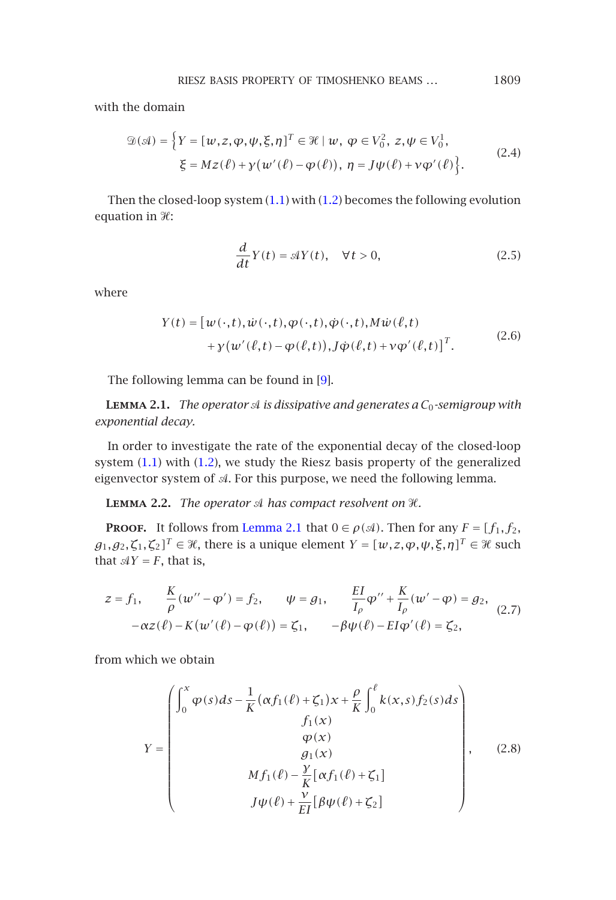with the domain

$$\mathcal{D}(\mathcal{A}) = \Big\{ Y = [w, z, \varphi, \psi, \xi, \eta]^T \in \mathcal{H} \mid w,\ \varphi \in V_0^2,\ z, \psi \in V_0^1, \\ \xi = Mz(\ell) + \gamma\big(w'(\ell) - \varphi(\ell)\big),\ \eta = J\psi(\ell) + \nu\varphi'(\ell) \Big\}. \tag{2.4}$$

Then the closed-loop system (1.1) with (1.2) becomes the following evolution equation in $\mathcal{H}$:

$$\frac{d}{dt} Y(t) = \mathcal{A} Y(t), \quad \forall t > 0, \tag{2.5}$$

where

$$Y(t) = \big[ w(\cdot,t), \dot{w}(\cdot,t), \varphi(\cdot,t), \dot{\varphi}(\cdot,t), M\dot{w}(\ell,t) \\ + \gamma\big(w'(\ell,t) - \varphi(\ell,t)\big), J\dot{\varphi}(\ell,t) + \nu\varphi'(\ell,t) \big]^T. \tag{2.6}$$

The following lemma can be found in [9].

**Lemma 2.1.** *The operator $\mathcal{A}$ is dissipative and generates a $C_0$-semigroup with exponential decay.*

In order to investigate the rate of the exponential decay of the closed-loop system (1.1) with (1.2), we study the Riesz basis property of the generalized eigenvector system of $\mathcal{A}$. For this purpose, we need the following lemma.

**Lemma 2.2.** *The operator $\mathcal{A}$ has compact resolvent on $\mathcal{H}$.*

**Proof.** It follows from Lemma 2.1 that $0 \in \rho(\mathcal{A})$. Then for any $F = [f_1, f_2, g_1, g_2, \zeta_1, \zeta_2]^T \in \mathcal{H}$, there is a unique element $Y = [w, z, \varphi, \psi, \xi, \eta]^T \in \mathcal{H}$ such that $\mathcal{A}Y = F$, that is,

$$z = f_1, \qquad \frac{K}{\rho}(w'' - \varphi') = f_2, \qquad \psi = g_1, \qquad \frac{EI}{I_\rho}\varphi'' + \frac{K}{I_\rho}(w' - \varphi) = g_2, \\ -\alpha z(\ell) - K\big(w'(\ell) - \varphi(\ell)\big) = \zeta_1, \qquad -\beta\psi(\ell) - EI\varphi'(\ell) = \zeta_2, \tag{2.7}$$

from which we obtain

$$Y = \begin{pmatrix} \displaystyle\int_0^x \varphi(s)ds - \frac{1}{K}\big(\alpha f_1(\ell) + \zeta_1\big)x + \frac{\rho}{K}\int_0^\ell k(x,s) f_2(s)ds \\ f_1(x) \\ \varphi(x) \\ g_1(x) \\ Mf_1(\ell) - \dfrac{\gamma}{K}\big[\alpha f_1(\ell) + \zeta_1\big] \\ J\psi(\ell) + \dfrac{\nu}{EI}\big[\beta\psi(\ell) + \zeta_2\big] \end{pmatrix}, \tag{2.8}$$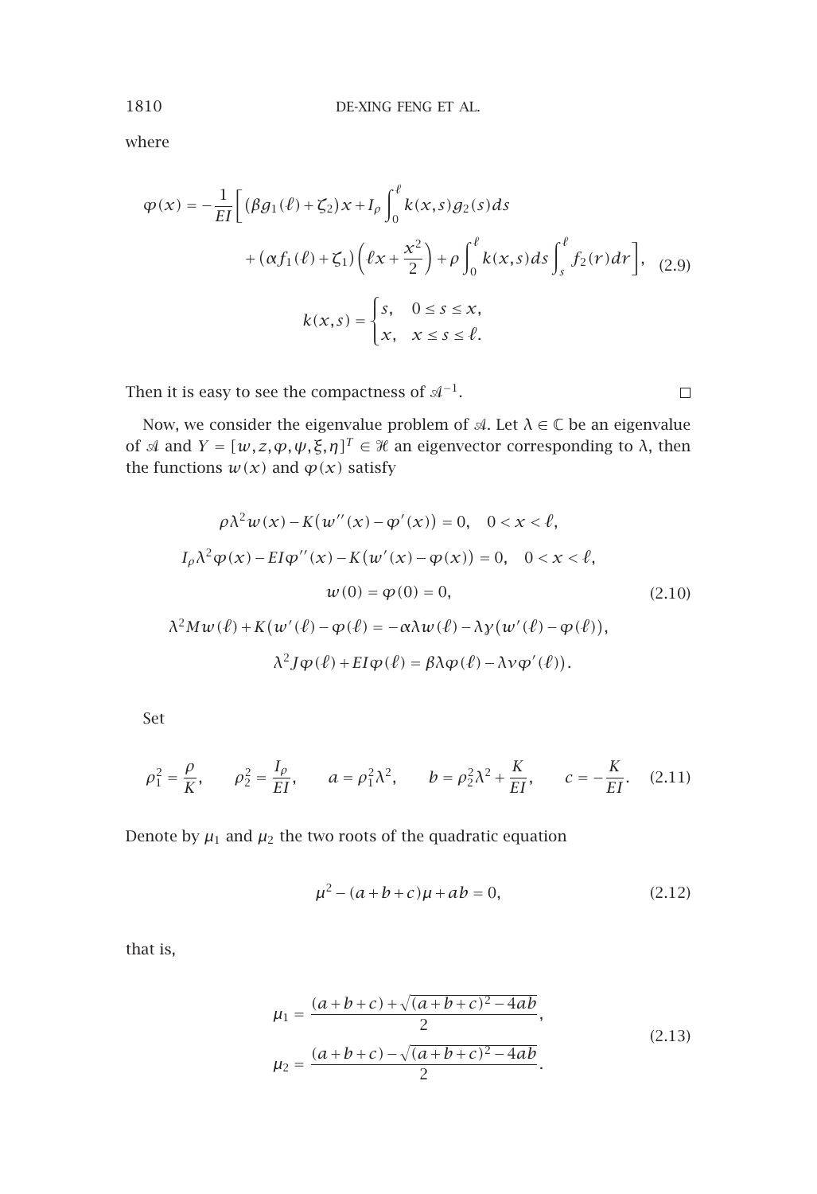where

$$
\begin{aligned}
\varphi(x) = -\frac{1}{EI}\bigg[ & (\beta g_1(\ell)+\zeta_2)x + I_\rho \int_0^\ell k(x,s) g_2(s)\,ds \\
& + (\alpha f_1(\ell)+\zeta_1)\left(\ell x + \frac{x^2}{2}\right) + \rho \int_0^\ell k(x,s)\,ds \int_s^\ell f_2(r)\,dr \bigg], \quad (2.9) \\
& k(x,s) = \begin{cases} s, & 0 \le s \le x, \\ x, & x \le s \le \ell. \end{cases}
\end{aligned}
$$

Then it is easy to see the compactness of $\mathcal{A}^{-1}$. $\square$

Now, we consider the eigenvalue problem of $\mathcal{A}$. Let $\lambda \in \mathbb{C}$ be an eigenvalue of $\mathcal{A}$ and $Y = [w, z, \varphi, \psi, \xi, \eta]^T \in \mathcal{H}$ an eigenvector corresponding to $\lambda$, then the functions $w(x)$ and $\varphi(x)$ satisfy

$$
\begin{aligned}
& \rho\lambda^2 w(x) - K\big(w''(x) - \varphi'(x)\big) = 0, \quad 0 < x < \ell, \\
& I_\rho \lambda^2 \varphi(x) - EI\varphi''(x) - K\big(w'(x) - \varphi(x)\big) = 0, \quad 0 < x < \ell, \\
& w(0) = \varphi(0) = 0, \\
& \lambda^2 M w(\ell) + K\big(w'(\ell) - \varphi(\ell)\big) = -\alpha\lambda w(\ell) - \lambda\gamma\big(w'(\ell) - \varphi(\ell)\big), \\
& \lambda^2 J\varphi(\ell) + EI\varphi(\ell) = \beta\lambda\varphi(\ell) - \lambda\nu\varphi'(\ell)\big).
\end{aligned}
\tag{2.10}
$$

Set

$$
\rho_1^2 = \frac{\rho}{K}, \qquad \rho_2^2 = \frac{I_\rho}{EI}, \qquad a = \rho_1^2\lambda^2, \qquad b = \rho_2^2\lambda^2 + \frac{K}{EI}, \qquad c = -\frac{K}{EI}. \tag{2.11}
$$

Denote by $\mu_1$ and $\mu_2$ the two roots of the quadratic equation

$$
\mu^2 - (a+b+c)\mu + ab = 0, \tag{2.12}
$$

that is,

$$
\begin{aligned}
\mu_1 &= \frac{(a+b+c) + \sqrt{(a+b+c)^2 - 4ab}}{2}, \\
\mu_2 &= \frac{(a+b+c) - \sqrt{(a+b+c)^2 - 4ab}}{2}.
\end{aligned}
\tag{2.13}
$$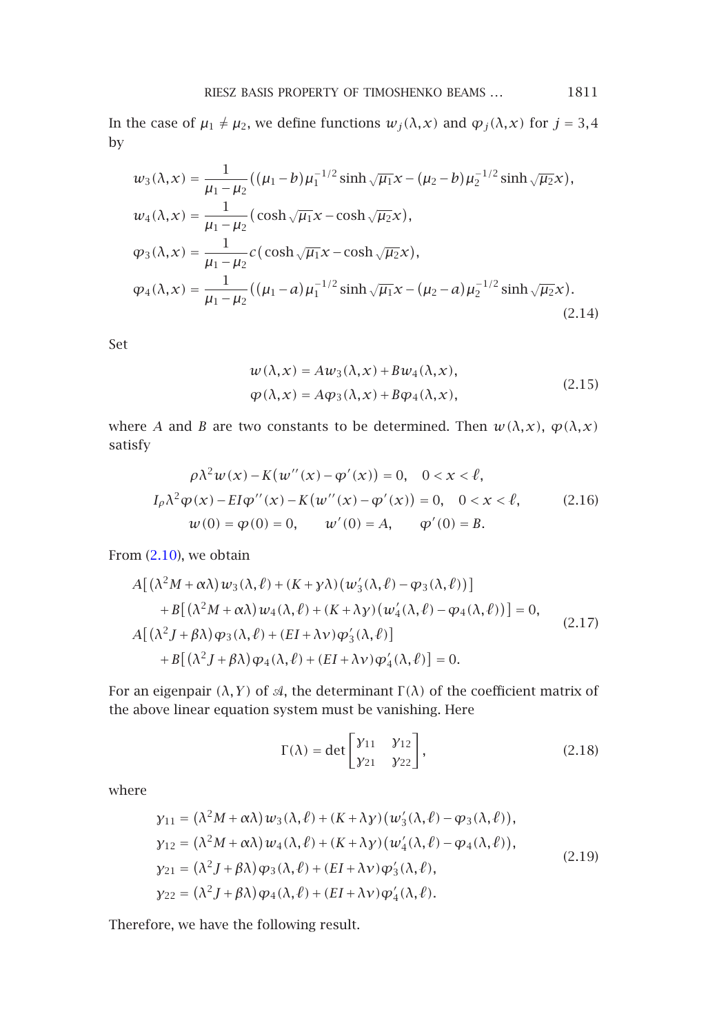In the case of $\mu_1 \neq \mu_2$, we define functions $w_j(\lambda, x)$ and $\varphi_j(\lambda, x)$ for $j = 3, 4$ by

$$
\begin{aligned}
w_3(\lambda,x) &= \frac{1}{\mu_1-\mu_2}\left((\mu_1-b)\mu_1^{-1/2}\sinh\sqrt{\mu_1}x-(\mu_2-b)\mu_2^{-1/2}\sinh\sqrt{\mu_2}x\right),\\
w_4(\lambda,x) &= \frac{1}{\mu_1-\mu_2}\left(\cosh\sqrt{\mu_1}x-\cosh\sqrt{\mu_2}x\right),\\
\varphi_3(\lambda,x) &= \frac{1}{\mu_1-\mu_2}c\left(\cosh\sqrt{\mu_1}x-\cosh\sqrt{\mu_2}x\right),\\
\varphi_4(\lambda,x) &= \frac{1}{\mu_1-\mu_2}\left((\mu_1-a)\mu_1^{-1/2}\sinh\sqrt{\mu_1}x-(\mu_2-a)\mu_2^{-1/2}\sinh\sqrt{\mu_2}x\right).
\end{aligned}
\tag{2.14}
$$

Set

$$
\begin{aligned}
w(\lambda,x) &= Aw_3(\lambda,x)+Bw_4(\lambda,x),\\
\varphi(\lambda,x) &= A\varphi_3(\lambda,x)+B\varphi_4(\lambda,x),
\end{aligned}
\tag{2.15}
$$

where $A$ and $B$ are two constants to be determined. Then $w(\lambda,x)$, $\varphi(\lambda,x)$ satisfy

$$
\begin{gathered}
\rho\lambda^2 w(x)-K\left(w''(x)-\varphi'(x)\right)=0,\quad 0<x<\ell,\\
I_\rho\lambda^2\varphi(x)-EI\varphi''(x)-K\left(w''(x)-\varphi'(x)\right)=0,\quad 0<x<\ell,\\
w(0)=\varphi(0)=0,\qquad w'(0)=A,\qquad \varphi'(0)=B.
\end{gathered}
\tag{2.16}
$$

From (2.10), we obtain

$$
\begin{aligned}
&A\left[(\lambda^2M+\alpha\lambda)w_3(\lambda,\ell)+(K+\gamma\lambda)\left(w_3'(\lambda,\ell)-\varphi_3(\lambda,\ell)\right)\right]\\
&\quad +B\left[(\lambda^2M+\alpha\lambda)w_4(\lambda,\ell)+(K+\lambda\gamma)\left(w_4'(\lambda,\ell)-\varphi_4(\lambda,\ell)\right)\right]=0,\\
&A\left[(\lambda^2J+\beta\lambda)\varphi_3(\lambda,\ell)+(EI+\lambda\nu)\varphi_3'(\lambda,\ell)\right]\\
&\quad +B\left[(\lambda^2J+\beta\lambda)\varphi_4(\lambda,\ell)+(EI+\lambda\nu)\varphi_4'(\lambda,\ell)\right]=0.
\end{aligned}
\tag{2.17}
$$

For an eigenpair $(\lambda, Y)$ of $\mathcal{A}$, the determinant $\Gamma(\lambda)$ of the coefficient matrix of the above linear equation system must be vanishing. Here

$$
\Gamma(\lambda)=\det\begin{bmatrix} y_{11} & y_{12}\\ y_{21} & y_{22}\end{bmatrix},
\tag{2.18}
$$

where

$$
\begin{aligned}
y_{11} &= (\lambda^2M+\alpha\lambda)w_3(\lambda,\ell)+(K+\lambda\gamma)\left(w_3'(\lambda,\ell)-\varphi_3(\lambda,\ell)\right),\\
y_{12} &= (\lambda^2M+\alpha\lambda)w_4(\lambda,\ell)+(K+\lambda\gamma)\left(w_4'(\lambda,\ell)-\varphi_4(\lambda,\ell)\right),\\
y_{21} &= (\lambda^2J+\beta\lambda)\varphi_3(\lambda,\ell)+(EI+\lambda\nu)\varphi_3'(\lambda,\ell),\\
y_{22} &= (\lambda^2J+\beta\lambda)\varphi_4(\lambda,\ell)+(EI+\lambda\nu)\varphi_4'(\lambda,\ell).
\end{aligned}
\tag{2.19}
$$

Therefore, we have the following result.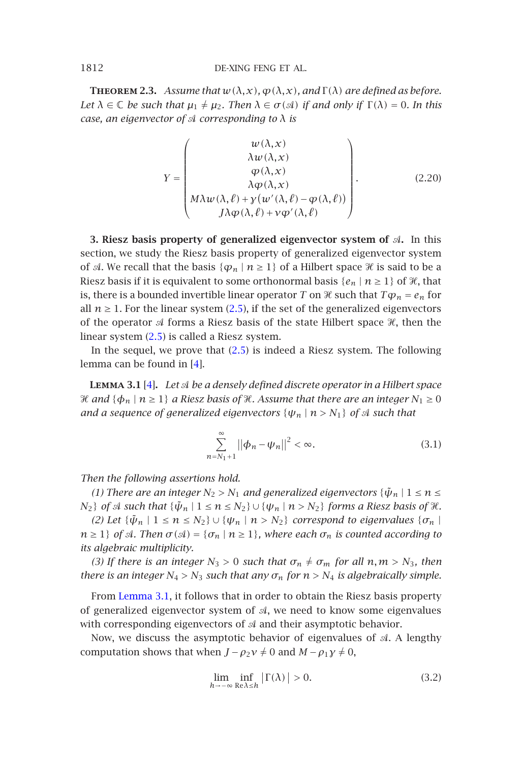**Theorem 2.3.** *Assume that $w(\lambda,x)$, $\varphi(\lambda,x)$, and $\Gamma(\lambda)$ are defined as before. Let $\lambda \in \mathbb{C}$ be such that $\mu_1 \neq \mu_2$. Then $\lambda \in \sigma(\mathcal{A})$ if and only if $\Gamma(\lambda) = 0$. In this case, an eigenvector of $\mathcal{A}$ corresponding to $\lambda$ is*

$$Y = \begin{pmatrix} w(\lambda,x) \\ \lambda w(\lambda,x) \\ \varphi(\lambda,x) \\ \lambda\varphi(\lambda,x) \\ M\lambda w(\lambda,\ell) + \gamma\left(w'(\lambda,\ell) - \varphi(\lambda,\ell)\right) \\ J\lambda\varphi(\lambda,\ell) + \nu\varphi'(\lambda,\ell) \end{pmatrix}. \tag{2.20}$$

**3. Riesz basis property of generalized eigenvector system of $\mathcal{A}$.** In this section, we study the Riesz basis property of generalized eigenvector system of $\mathcal{A}$. We recall that the basis $\{\varphi_n \mid n \geq 1\}$ of a Hilbert space $\mathcal{H}$ is said to be a Riesz basis if it is equivalent to some orthonormal basis $\{e_n \mid n \geq 1\}$ of $\mathcal{H}$, that is, there is a bounded invertible linear operator $T$ on $\mathcal{H}$ such that $T\varphi_n = e_n$ for all $n \geq 1$. For the linear system (2.5), if the set of the generalized eigenvectors of the operator $\mathcal{A}$ forms a Riesz basis of the state Hilbert space $\mathcal{H}$, then the linear system (2.5) is called a Riesz system.

In the sequel, we prove that (2.5) is indeed a Riesz system. The following lemma can be found in [4].

**Lemma 3.1** [4]**.** *Let $\mathcal{A}$ be a densely defined discrete operator in a Hilbert space $\mathcal{H}$ and $\{\phi_n \mid n \geq 1\}$ a Riesz basis of $\mathcal{H}$. Assume that there are an integer $N_1 \geq 0$ and a sequence of generalized eigenvectors $\{\psi_n \mid n > N_1\}$ of $\mathcal{A}$ such that*

$$\sum_{n=N_1+1}^{\infty} \left\|\phi_n - \psi_n\right\|^2 < \infty. \tag{3.1}$$

*Then the following assertions hold.*

*(1) There are an integer $N_2 > N_1$ and generalized eigenvectors $\{\tilde{\psi}_n \mid 1 \leq n \leq N_2\}$ of $\mathcal{A}$ such that $\{\tilde{\psi}_n \mid 1 \leq n \leq N_2\} \cup \{\psi_n \mid n > N_2\}$ forms a Riesz basis of $\mathcal{H}$.*

*(2) Let $\{\tilde{\psi}_n \mid 1 \leq n \leq N_2\} \cup \{\psi_n \mid n > N_2\}$ correspond to eigenvalues $\{\sigma_n \mid n \geq 1\}$ of $\mathcal{A}$. Then $\sigma(\mathcal{A}) = \{\sigma_n \mid n \geq 1\}$, where each $\sigma_n$ is counted according to its algebraic multiplicity.*

*(3) If there is an integer $N_3 > 0$ such that $\sigma_n \neq \sigma_m$ for all $n, m > N_3$, then there is an integer $N_4 > N_3$ such that any $\sigma_n$ for $n > N_4$ is algebraically simple.*

From Lemma 3.1, it follows that in order to obtain the Riesz basis property of generalized eigenvector system of $\mathcal{A}$, we need to know some eigenvalues with corresponding eigenvectors of $\mathcal{A}$ and their asymptotic behavior.

Now, we discuss the asymptotic behavior of eigenvalues of $\mathcal{A}$. A lengthy computation shows that when $J - \rho_2\nu \neq 0$ and $M - \rho_1\gamma \neq 0$,

$$\lim_{h \to -\infty} \inf_{\operatorname{Re}\lambda \leq h} \left|\Gamma(\lambda)\right| > 0. \tag{3.2}$$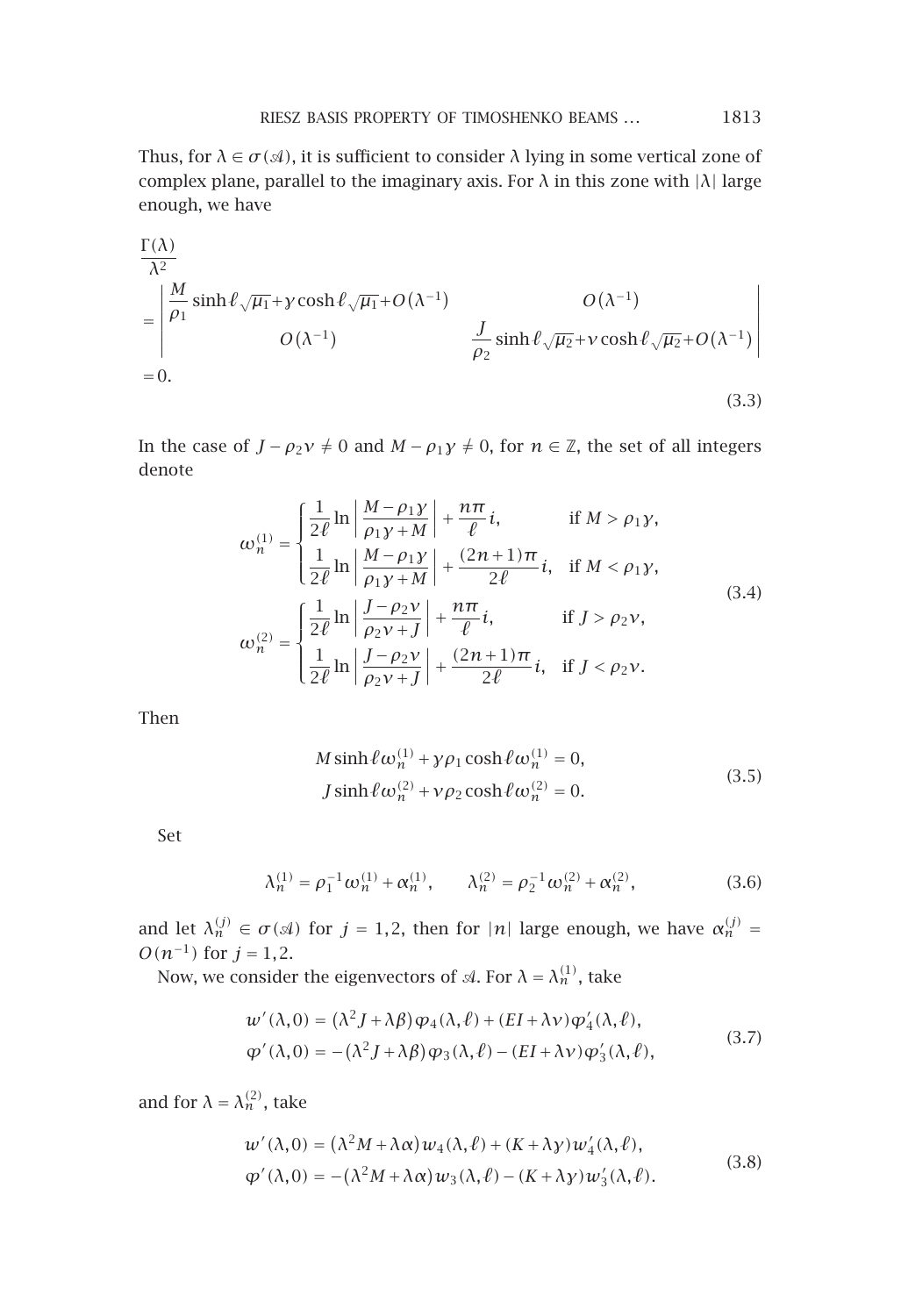Thus, for $\lambda \in \sigma(\mathcal{A})$, it is sufficient to consider $\lambda$ lying in some vertical zone of complex plane, parallel to the imaginary axis. For $\lambda$ in this zone with $|\lambda|$ large enough, we have

$$
\begin{aligned}
&\frac{\Gamma(\lambda)}{\lambda^2} \\
&= \begin{vmatrix} \dfrac{M}{\rho_1}\sinh \ell\sqrt{\mu_1} + \gamma \cosh \ell\sqrt{\mu_1} + O(\lambda^{-1}) & O(\lambda^{-1}) \\ O(\lambda^{-1}) & \dfrac{J}{\rho_2}\sinh \ell\sqrt{\mu_2} + \nu \cosh \ell\sqrt{\mu_2} + O(\lambda^{-1}) \end{vmatrix} \\
&= 0.
\end{aligned}
\tag{3.3}
$$

In the case of $J - \rho_2\nu \neq 0$ and $M - \rho_1\gamma \neq 0$, for $n \in \mathbb{Z}$, the set of all integers denote

$$
\begin{aligned}
\omega_n^{(1)} &= \begin{cases} \dfrac{1}{2\ell}\ln\left|\dfrac{M-\rho_1\gamma}{\rho_1\gamma+M}\right| + \dfrac{n\pi}{\ell}i, & \text{if } M > \rho_1\gamma, \\[2ex] \dfrac{1}{2\ell}\ln\left|\dfrac{M-\rho_1\gamma}{\rho_1\gamma+M}\right| + \dfrac{(2n+1)\pi}{2\ell}i, & \text{if } M < \rho_1\gamma, \end{cases} \\
\omega_n^{(2)} &= \begin{cases} \dfrac{1}{2\ell}\ln\left|\dfrac{J-\rho_2\nu}{\rho_2\nu+J}\right| + \dfrac{n\pi}{\ell}i, & \text{if } J > \rho_2\nu, \\[2ex] \dfrac{1}{2\ell}\ln\left|\dfrac{J-\rho_2\nu}{\rho_2\nu+J}\right| + \dfrac{(2n+1)\pi}{2\ell}i, & \text{if } J < \rho_2\nu. \end{cases}
\end{aligned}
\tag{3.4}
$$

Then

$$
\begin{aligned}
M\sinh \ell\omega_n^{(1)} + \gamma\rho_1\cosh \ell\omega_n^{(1)} &= 0, \\
J\sinh \ell\omega_n^{(2)} + \nu\rho_2\cosh \ell\omega_n^{(2)} &= 0.
\end{aligned}
\tag{3.5}
$$

Set

$$
\lambda_n^{(1)} = \rho_1^{-1}\omega_n^{(1)} + \alpha_n^{(1)}, \qquad \lambda_n^{(2)} = \rho_2^{-1}\omega_n^{(2)} + \alpha_n^{(2)}, \tag{3.6}
$$

and let $\lambda_n^{(j)} \in \sigma(\mathcal{A})$ for $j = 1,2$, then for $|n|$ large enough, we have $\alpha_n^{(j)} = O(n^{-1})$ for $j = 1,2$.

Now, we consider the eigenvectors of $\mathcal{A}$. For $\lambda = \lambda_n^{(1)}$, take

$$
\begin{aligned}
w'(\lambda,0) &= (\lambda^2 J + \lambda\beta)\varphi_4(\lambda,\ell) + (EI + \lambda\nu)\varphi_4'(\lambda,\ell), \\
\varphi'(\lambda,0) &= -(\lambda^2 J + \lambda\beta)\varphi_3(\lambda,\ell) - (EI + \lambda\nu)\varphi_3'(\lambda,\ell),
\end{aligned}
\tag{3.7}
$$

and for $\lambda = \lambda_n^{(2)}$, take

$$
\begin{aligned}
w'(\lambda,0) &= (\lambda^2 M + \lambda\alpha)w_4(\lambda,\ell) + (K + \lambda\gamma)w_4'(\lambda,\ell), \\
\varphi'(\lambda,0) &= -(\lambda^2 M + \lambda\alpha)w_3(\lambda,\ell) - (K + \lambda\gamma)w_3'(\lambda,\ell).
\end{aligned}
\tag{3.8}
$$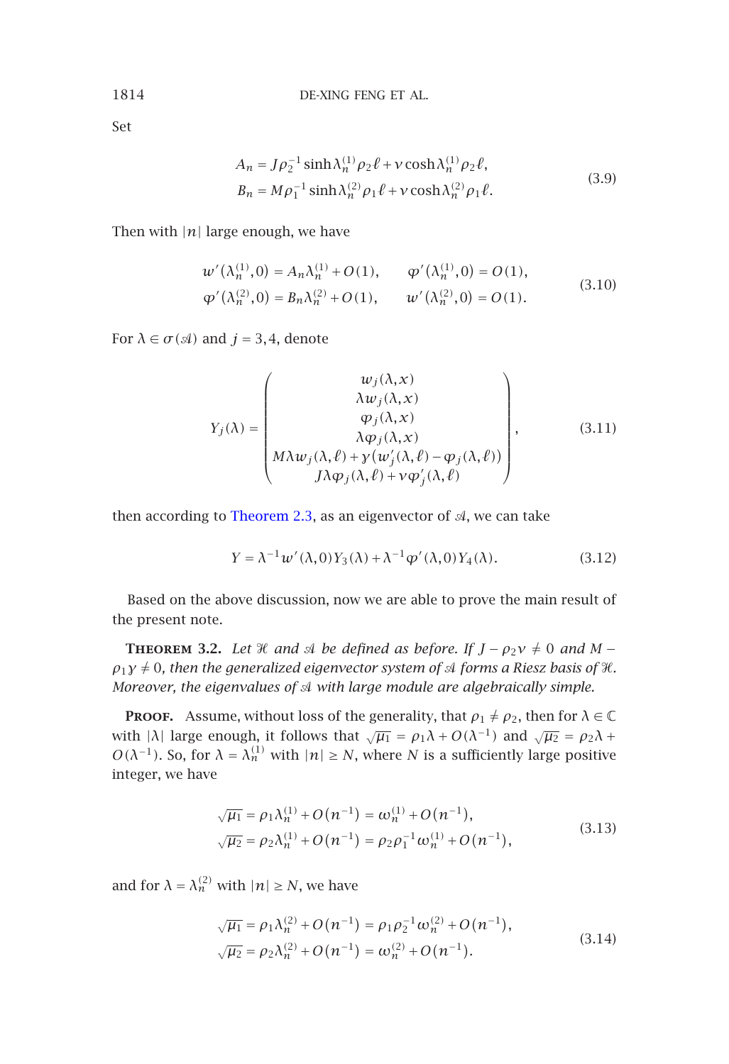Set

$$A_n = J\rho_2^{-1}\sinh\lambda_n^{(1)}\rho_2\ell + \nu\cosh\lambda_n^{(1)}\rho_2\ell,$$
$$B_n = M\rho_1^{-1}\sinh\lambda_n^{(2)}\rho_1\ell + \nu\cosh\lambda_n^{(2)}\rho_1\ell. \tag{3.9}$$

Then with $|n|$ large enough, we have

$$w'(\lambda_n^{(1)},0) = A_n\lambda_n^{(1)} + O(1), \qquad \varphi'(\lambda_n^{(1)},0) = O(1),$$
$$\varphi'(\lambda_n^{(2)},0) = B_n\lambda_n^{(2)} + O(1), \qquad w'(\lambda_n^{(2)},0) = O(1). \tag{3.10}$$

For $\lambda \in \sigma(\mathcal{A})$ and $j = 3,4$, denote

$$Y_j(\lambda) = \begin{pmatrix} w_j(\lambda,x) \\ \lambda w_j(\lambda,x) \\ \varphi_j(\lambda,x) \\ \lambda\varphi_j(\lambda,x) \\ M\lambda w_j(\lambda,\ell) + \gamma\left(w_j'(\lambda,\ell) - \varphi_j(\lambda,\ell)\right) \\ J\lambda\varphi_j(\lambda,\ell) + \nu\varphi_j'(\lambda,\ell) \end{pmatrix}, \tag{3.11}$$

then according to Theorem 2.3, as an eigenvector of $\mathcal{A}$, we can take

$$Y = \lambda^{-1}w'(\lambda,0)Y_3(\lambda) + \lambda^{-1}\varphi'(\lambda,0)Y_4(\lambda). \tag{3.12}$$

Based on the above discussion, now we are able to prove the main result of the present note.

**Theorem 3.2.** *Let $\mathcal{H}$ and $\mathcal{A}$ be defined as before. If $J - \rho_2\nu \neq 0$ and $M - \rho_1\gamma \neq 0$, then the generalized eigenvector system of $\mathcal{A}$ forms a Riesz basis of $\mathcal{H}$. Moreover, the eigenvalues of $\mathcal{A}$ with large module are algebraically simple.*

**Proof.** Assume, without loss of the generality, that $\rho_1 \neq \rho_2$, then for $\lambda \in \mathbb{C}$ with $|\lambda|$ large enough, it follows that $\sqrt{\mu_1} = \rho_1\lambda + O(\lambda^{-1})$ and $\sqrt{\mu_2} = \rho_2\lambda + O(\lambda^{-1})$. So, for $\lambda = \lambda_n^{(1)}$ with $|n| \geq N$, where $N$ is a sufficiently large positive integer, we have

$$\sqrt{\mu_1} = \rho_1\lambda_n^{(1)} + O(n^{-1}) = \omega_n^{(1)} + O(n^{-1}),$$
$$\sqrt{\mu_2} = \rho_2\lambda_n^{(1)} + O(n^{-1}) = \rho_2\rho_1^{-1}\omega_n^{(1)} + O(n^{-1}), \tag{3.13}$$

and for $\lambda = \lambda_n^{(2)}$ with $|n| \geq N$, we have

$$\sqrt{\mu_1} = \rho_1\lambda_n^{(2)} + O(n^{-1}) = \rho_1\rho_2^{-1}\omega_n^{(2)} + O(n^{-1}),$$
$$\sqrt{\mu_2} = \rho_2\lambda_n^{(2)} + O(n^{-1}) = \omega_n^{(2)} + O(n^{-1}). \tag{3.14}$$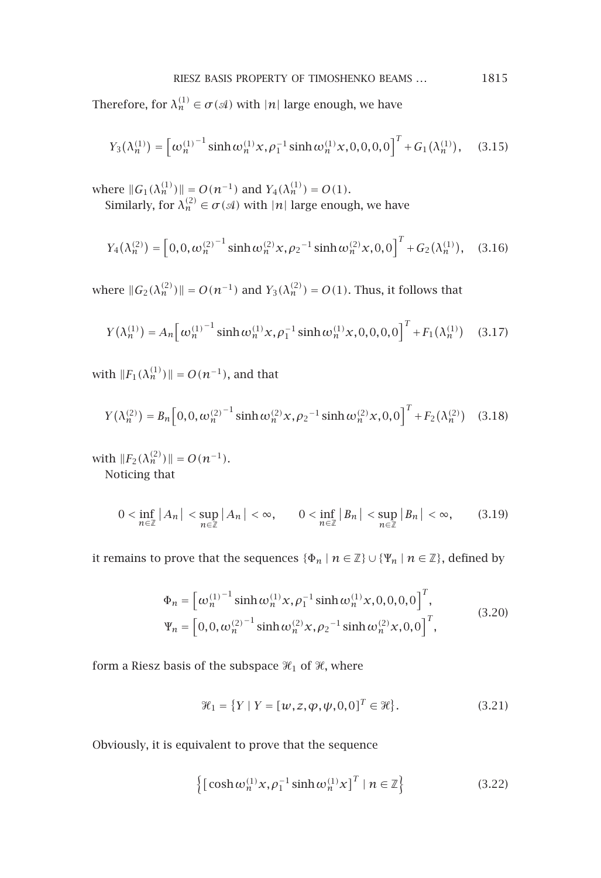Therefore, for $\lambda_n^{(1)} \in \sigma(\mathcal{A})$ with $|n|$ large enough, we have

$$Y_3(\lambda_n^{(1)}) = \left[\omega_n^{(1)^{-1}} \sinh \omega_n^{(1)} x, \rho_1^{-1} \sinh \omega_n^{(1)} x, 0, 0, 0, 0\right]^T + G_1(\lambda_n^{(1)}), \tag{3.15}$$

where $\|G_1(\lambda_n^{(1)})\| = O(n^{-1})$ and $Y_4(\lambda_n^{(1)}) = O(1)$.

Similarly, for $\lambda_n^{(2)} \in \sigma(\mathcal{A})$ with $|n|$ large enough, we have

$$Y_4(\lambda_n^{(2)}) = \left[0, 0, \omega_n^{(2)^{-1}} \sinh \omega_n^{(2)} x, \rho_2{}^{-1} \sinh \omega_n^{(2)} x, 0, 0\right]^T + G_2(\lambda_n^{(1)}), \tag{3.16}$$

where $\|G_2(\lambda_n^{(2)})\| = O(n^{-1})$ and $Y_3(\lambda_n^{(2)}) = O(1)$. Thus, it follows that

$$Y(\lambda_n^{(1)}) = A_n\left[\omega_n^{(1)^{-1}} \sinh \omega_n^{(1)} x, \rho_1^{-1} \sinh \omega_n^{(1)} x, 0, 0, 0, 0\right]^T + F_1(\lambda_n^{(1)}) \tag{3.17}$$

with $\|F_1(\lambda_n^{(1)})\| = O(n^{-1})$, and that

$$Y(\lambda_n^{(2)}) = B_n\left[0, 0, \omega_n^{(2)^{-1}} \sinh \omega_n^{(2)} x, \rho_2{}^{-1} \sinh \omega_n^{(2)} x, 0, 0\right]^T + F_2(\lambda_n^{(2)}) \tag{3.18}$$

with $\|F_2(\lambda_n^{(2)})\| = O(n^{-1})$.

Noticing that

$$0 < \inf_{n \in \mathbb{Z}} |A_n| < \sup_{n \in \mathbb{Z}} |A_n| < \infty, \qquad 0 < \inf_{n \in \mathbb{Z}} |B_n| < \sup_{n \in \mathbb{Z}} |B_n| < \infty, \tag{3.19}$$

it remains to prove that the sequences $\{\Phi_n \mid n \in \mathbb{Z}\} \cup \{\Psi_n \mid n \in \mathbb{Z}\}$, defined by

$$\begin{aligned} \Phi_n &= \left[\omega_n^{(1)^{-1}} \sinh \omega_n^{(1)} x, \rho_1^{-1} \sinh \omega_n^{(1)} x, 0, 0, 0, 0\right]^T, \\ \Psi_n &= \left[0, 0, \omega_n^{(2)^{-1}} \sinh \omega_n^{(2)} x, \rho_2{}^{-1} \sinh \omega_n^{(2)} x, 0, 0\right]^T, \end{aligned} \tag{3.20}$$

form a Riesz basis of the subspace $\mathcal{H}_1$ of $\mathcal{H}$, where

$$\mathcal{H}_1 = \{Y \mid Y = [w, z, \varphi, \psi, 0, 0]^T \in \mathcal{H}\}. \tag{3.21}$$

Obviously, it is equivalent to prove that the sequence

$$\left\{[\cosh \omega_n^{(1)} x, \rho_1^{-1} \sinh \omega_n^{(1)} x]^T \mid n \in \mathbb{Z}\right\} \tag{3.22}$$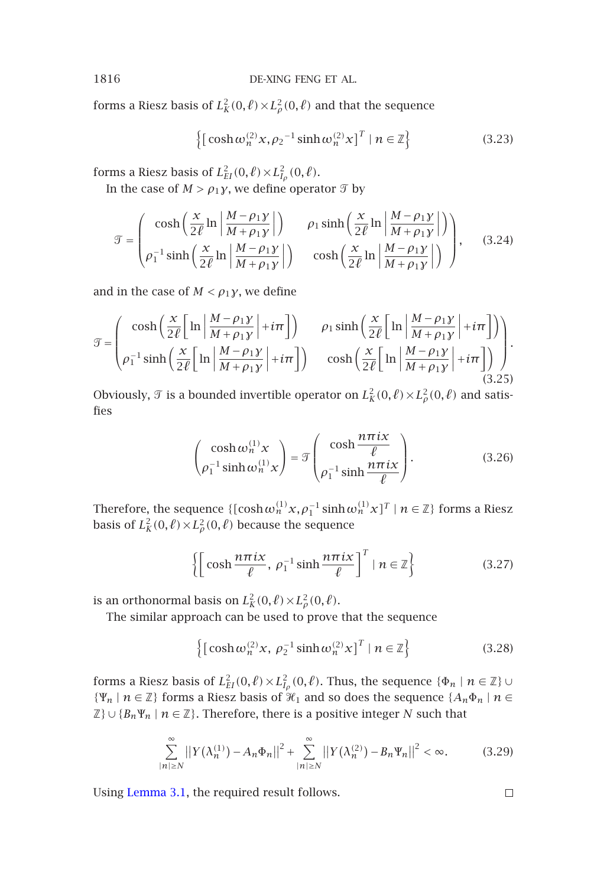forms a Riesz basis of $L^2_K(0,\ell)\times L^2_\rho(0,\ell)$ and that the sequence

$$\left\{\left[\cosh\omega_n^{(2)}x, \rho_2{}^{-1}\sinh\omega_n^{(2)}x\right]^T \mid n\in\mathbb{Z}\right\} \tag{3.23}$$

forms a Riesz basis of $L^2_{EI}(0,\ell)\times L^2_{I_\rho}(0,\ell)$.

In the case of $M>\rho_1\gamma$, we define operator $\mathcal{T}$ by

$$\mathcal{T}=\begin{pmatrix} \cosh\left(\dfrac{x}{2\ell}\ln\left|\dfrac{M-\rho_1\gamma}{M+\rho_1\gamma}\right|\right) & \rho_1\sinh\left(\dfrac{x}{2\ell}\ln\left|\dfrac{M-\rho_1\gamma}{M+\rho_1\gamma}\right|\right) \\ \rho_1^{-1}\sinh\left(\dfrac{x}{2\ell}\ln\left|\dfrac{M-\rho_1\gamma}{M+\rho_1\gamma}\right|\right) & \cosh\left(\dfrac{x}{2\ell}\ln\left|\dfrac{M-\rho_1\gamma}{M+\rho_1\gamma}\right|\right)\end{pmatrix}, \tag{3.24}$$

and in the case of $M<\rho_1\gamma$, we define

$$\mathcal{T}=\begin{pmatrix} \cosh\left(\dfrac{x}{2\ell}\left[\ln\left|\dfrac{M-\rho_1\gamma}{M+\rho_1\gamma}\right|+i\pi\right]\right) & \rho_1\sinh\left(\dfrac{x}{2\ell}\left[\ln\left|\dfrac{M-\rho_1\gamma}{M+\rho_1\gamma}\right|+i\pi\right]\right) \\ \rho_1^{-1}\sinh\left(\dfrac{x}{2\ell}\left[\ln\left|\dfrac{M-\rho_1\gamma}{M+\rho_1\gamma}\right|+i\pi\right]\right) & \cosh\left(\dfrac{x}{2\ell}\left[\ln\left|\dfrac{M-\rho_1\gamma}{M+\rho_1\gamma}\right|+i\pi\right]\right)\end{pmatrix}. \tag{3.25}$$

Obviously, $\mathcal{T}$ is a bounded invertible operator on $L^2_K(0,\ell)\times L^2_\rho(0,\ell)$ and satisfies

$$\begin{pmatrix}\cosh\omega_n^{(1)}x \\ \rho_1^{-1}\sinh\omega_n^{(1)}x\end{pmatrix}=\mathcal{T}\begin{pmatrix}\cosh\dfrac{n\pi i x}{\ell} \\ \rho_1^{-1}\sinh\dfrac{n\pi i x}{\ell}\end{pmatrix}. \tag{3.26}$$

Therefore, the sequence $\{[\cosh\omega_n^{(1)}x, \rho_1^{-1}\sinh\omega_n^{(1)}x]^T \mid n\in\mathbb{Z}\}$ forms a Riesz basis of $L^2_K(0,\ell)\times L^2_\rho(0,\ell)$ because the sequence

$$\left\{\left[\cosh\frac{n\pi i x}{\ell},\ \rho_1^{-1}\sinh\frac{n\pi i x}{\ell}\right]^T \mid n\in\mathbb{Z}\right\} \tag{3.27}$$

is an orthonormal basis on $L^2_K(0,\ell)\times L^2_\rho(0,\ell)$.

The similar approach can be used to prove that the sequence

$$\left\{\left[\cosh\omega_n^{(2)}x,\ \rho_2^{-1}\sinh\omega_n^{(2)}x\right]^T \mid n\in\mathbb{Z}\right\} \tag{3.28}$$

forms a Riesz basis of $L^2_{EI}(0,\ell)\times L^2_{I_\rho}(0,\ell)$. Thus, the sequence $\{\Phi_n \mid n\in\mathbb{Z}\}\cup\{\Psi_n \mid n\in\mathbb{Z}\}$ forms a Riesz basis of $\mathcal{H}_1$ and so does the sequence $\{A_n\Phi_n \mid n\in\mathbb{Z}\}\cup\{B_n\Psi_n \mid n\in\mathbb{Z}\}$. Therefore, there is a positive integer $N$ such that

$$\sum_{|n|\geq N}^{\infty}\left\|Y(\lambda_n^{(1)})-A_n\Phi_n\right\|^2+\sum_{|n|\geq N}^{\infty}\left\|Y(\lambda_n^{(2)})-B_n\Psi_n\right\|^2<\infty. \tag{3.29}$$

Using Lemma 3.1, the required result follows. $\square$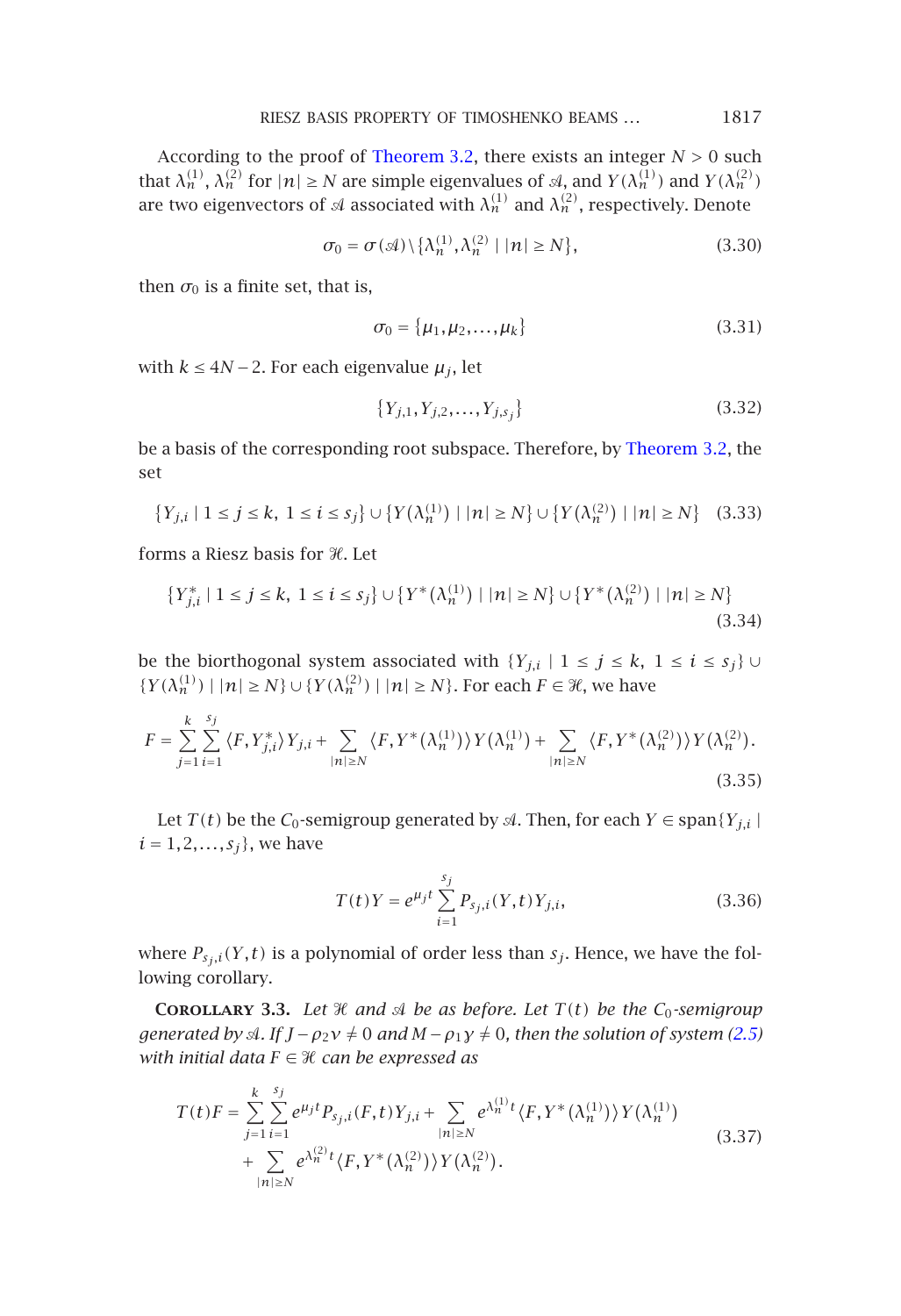According to the proof of Theorem 3.2, there exists an integer $N > 0$ such that $\lambda_n^{(1)}, \lambda_n^{(2)}$ for $|n| \geq N$ are simple eigenvalues of $\mathcal{A}$, and $Y(\lambda_n^{(1)})$ and $Y(\lambda_n^{(2)})$ are two eigenvectors of $\mathcal{A}$ associated with $\lambda_n^{(1)}$ and $\lambda_n^{(2)}$, respectively. Denote

$$\sigma_0 = \sigma(\mathcal{A}) \setminus \{\lambda_n^{(1)}, \lambda_n^{(2)} \mid |n| \geq N\}, \tag{3.30}$$

then $\sigma_0$ is a finite set, that is,

$$\sigma_0 = \{\mu_1, \mu_2, \ldots, \mu_k\} \tag{3.31}$$

with $k \leq 4N - 2$. For each eigenvalue $\mu_j$, let

$$\{Y_{j,1}, Y_{j,2}, \ldots, Y_{j,s_j}\} \tag{3.32}$$

be a basis of the corresponding root subspace. Therefore, by Theorem 3.2, the set

$$\{Y_{j,i} \mid 1 \leq j \leq k,\ 1 \leq i \leq s_j\} \cup \{Y(\lambda_n^{(1)}) \mid |n| \geq N\} \cup \{Y(\lambda_n^{(2)}) \mid |n| \geq N\} \tag{3.33}$$

forms a Riesz basis for $\mathcal{H}$. Let

$$\{Y_{j,i}^* \mid 1 \leq j \leq k,\ 1 \leq i \leq s_j\} \cup \{Y^*(\lambda_n^{(1)}) \mid |n| \geq N\} \cup \{Y^*(\lambda_n^{(2)}) \mid |n| \geq N\} \tag{3.34}$$

be the biorthogonal system associated with $\{Y_{j,i} \mid 1 \leq j \leq k,\ 1 \leq i \leq s_j\} \cup \{Y(\lambda_n^{(1)}) \mid |n| \geq N\} \cup \{Y(\lambda_n^{(2)}) \mid |n| \geq N\}$. For each $F \in \mathcal{H}$, we have

$$F = \sum_{j=1}^{k} \sum_{i=1}^{s_j} \langle F, Y_{j,i}^* \rangle Y_{j,i} + \sum_{|n| \geq N} \langle F, Y^*(\lambda_n^{(1)}) \rangle Y(\lambda_n^{(1)}) + \sum_{|n| \geq N} \langle F, Y^*(\lambda_n^{(2)}) \rangle Y(\lambda_n^{(2)}). \tag{3.35}$$

Let $T(t)$ be the $C_0$-semigroup generated by $\mathcal{A}$. Then, for each $Y \in \operatorname{span}\{Y_{j,i} \mid i = 1, 2, \ldots, s_j\}$, we have

$$T(t)Y = e^{\mu_j t} \sum_{i=1}^{s_j} P_{s_j,i}(Y, t) Y_{j,i}, \tag{3.36}$$

where $P_{s_j,i}(Y, t)$ is a polynomial of order less than $s_j$. Hence, we have the following corollary.

**Corollary 3.3.** *Let $\mathcal{H}$ and $\mathcal{A}$ be as before. Let $T(t)$ be the $C_0$-semigroup generated by $\mathcal{A}$. If $J - \rho_2 \nu \neq 0$ and $M - \rho_1 \gamma \neq 0$, then the solution of system (2.5) with initial data $F \in \mathcal{H}$ can be expressed as*

$$\begin{aligned} T(t)F = \sum_{j=1}^{k} \sum_{i=1}^{s_j} e^{\mu_j t} P_{s_j,i}(F, t) Y_{j,i} &+ \sum_{|n| \geq N} e^{\lambda_n^{(1)} t} \langle F, Y^*(\lambda_n^{(1)}) \rangle Y(\lambda_n^{(1)}) \\ &+ \sum_{|n| \geq N} e^{\lambda_n^{(2)} t} \langle F, Y^*(\lambda_n^{(2)}) \rangle Y(\lambda_n^{(2)}). \end{aligned} \tag{3.37}$$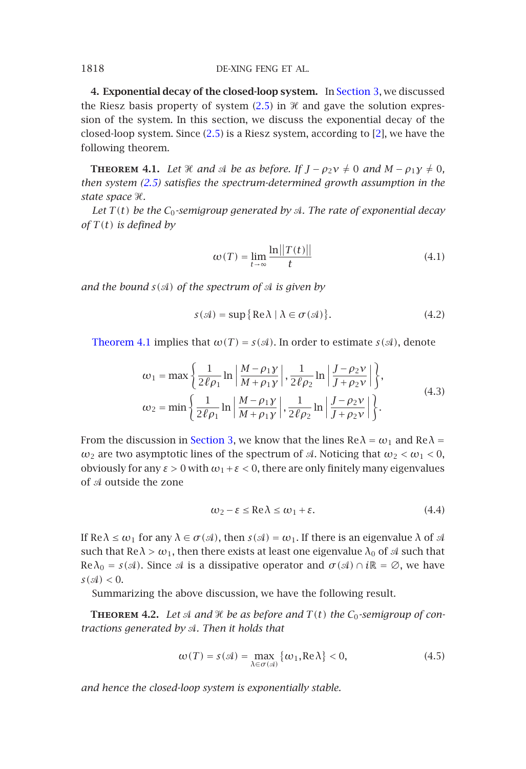## 4. Exponential decay of the closed-loop system.

In Section 3, we discussed the Riesz basis property of system (2.5) in $\mathscr{H}$ and gave the solution expression of the system. In this section, we discuss the exponential decay of the closed-loop system. Since (2.5) is a Riesz system, according to [2], we have the following theorem.

**Theorem 4.1.** *Let $\mathscr{H}$ and $\mathscr{A}$ be as before. If $J-\rho_2\nu \neq 0$ and $M-\rho_1\gamma \neq 0$, then system (2.5) satisfies the spectrum-determined growth assumption in the state space $\mathscr{H}$.*

*Let $T(t)$ be the $C_0$-semigroup generated by $\mathscr{A}$. The rate of exponential decay of $T(t)$ is defined by*

$$\omega(T) = \lim_{t\to\infty} \frac{\ln\|T(t)\|}{t} \tag{4.1}$$

*and the bound $s(\mathscr{A})$ of the spectrum of $\mathscr{A}$ is given by*

$$s(\mathscr{A}) = \sup\{\operatorname{Re}\lambda \mid \lambda \in \sigma(\mathscr{A})\}. \tag{4.2}$$

Theorem 4.1 implies that $\omega(T) = s(\mathscr{A})$. In order to estimate $s(\mathscr{A})$, denote

$$\begin{aligned}
\omega_1 &= \max\left\{\frac{1}{2\ell\rho_1}\ln\left|\frac{M-\rho_1\gamma}{M+\rho_1\gamma}\right|, \frac{1}{2\ell\rho_2}\ln\left|\frac{J-\rho_2\nu}{J+\rho_2\nu}\right|\right\},\\
\omega_2 &= \min\left\{\frac{1}{2\ell\rho_1}\ln\left|\frac{M-\rho_1\gamma}{M+\rho_1\gamma}\right|, \frac{1}{2\ell\rho_2}\ln\left|\frac{J-\rho_2\nu}{J+\rho_2\nu}\right|\right\}.
\end{aligned} \tag{4.3}$$

From the discussion in Section 3, we know that the lines $\operatorname{Re}\lambda = \omega_1$ and $\operatorname{Re}\lambda = \omega_2$ are two asymptotic lines of the spectrum of $\mathscr{A}$. Noticing that $\omega_2 < \omega_1 < 0$, obviously for any $\varepsilon > 0$ with $\omega_1 + \varepsilon < 0$, there are only finitely many eigenvalues of $\mathscr{A}$ outside the zone

$$\omega_2 - \varepsilon \le \operatorname{Re}\lambda \le \omega_1 + \varepsilon. \tag{4.4}$$

If $\operatorname{Re}\lambda \le \omega_1$ for any $\lambda \in \sigma(\mathscr{A})$, then $s(\mathscr{A}) = \omega_1$. If there is an eigenvalue $\lambda$ of $\mathscr{A}$ such that $\operatorname{Re}\lambda > \omega_1$, then there exists at least one eigenvalue $\lambda_0$ of $\mathscr{A}$ such that $\operatorname{Re}\lambda_0 = s(\mathscr{A})$. Since $\mathscr{A}$ is a dissipative operator and $\sigma(\mathscr{A}) \cap i\mathbb{R} = \emptyset$, we have $s(\mathscr{A}) < 0$.

Summarizing the above discussion, we have the following result.

**Theorem 4.2.** *Let $\mathscr{A}$ and $\mathscr{H}$ be as before and $T(t)$ the $C_0$-semigroup of contractions generated by $\mathscr{A}$. Then it holds that*

$$\omega(T) = s(\mathscr{A}) = \max_{\lambda\in\sigma(\mathscr{A})}\{\omega_1, \operatorname{Re}\lambda\} < 0, \tag{4.5}$$

*and hence the closed-loop system is exponentially stable.*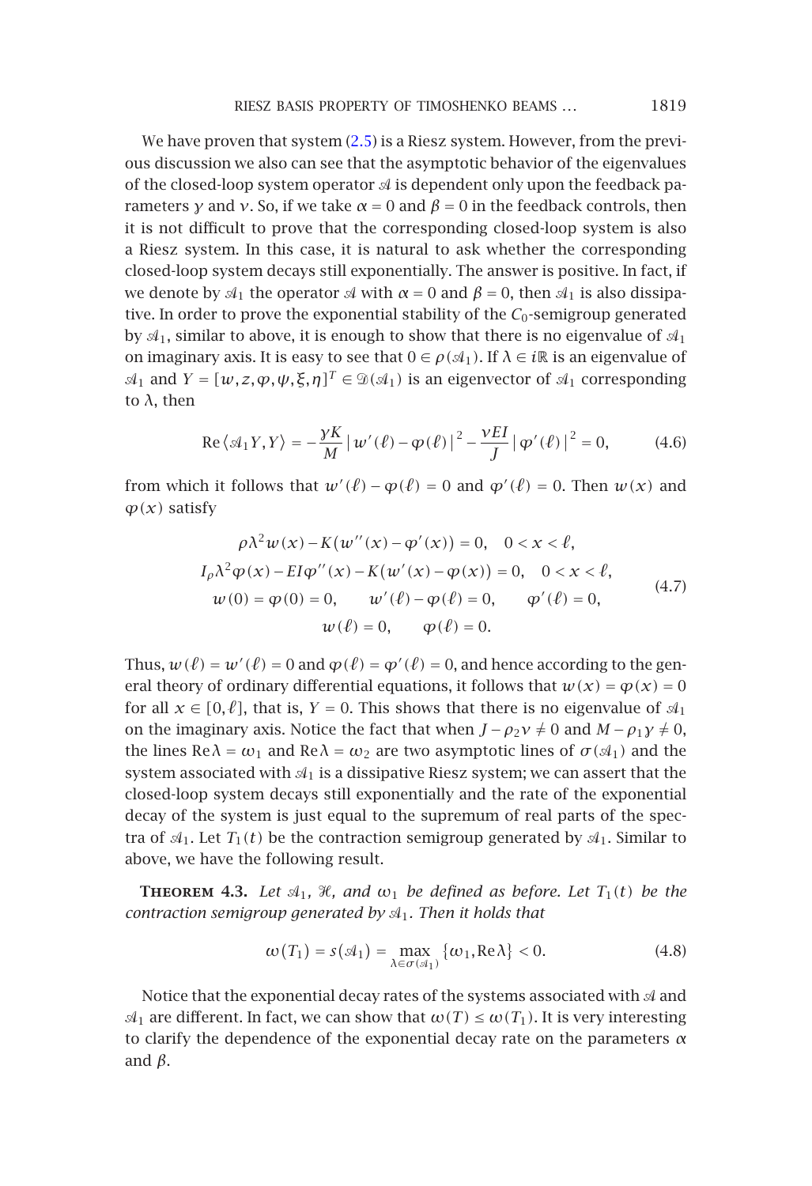We have proven that system (2.5) is a Riesz system. However, from the previous discussion we also can see that the asymptotic behavior of the eigenvalues of the closed-loop system operator $\mathcal{A}$ is dependent only upon the feedback parameters $\gamma$ and $\nu$. So, if we take $\alpha = 0$ and $\beta = 0$ in the feedback controls, then it is not difficult to prove that the corresponding closed-loop system is also a Riesz system. In this case, it is natural to ask whether the corresponding closed-loop system decays still exponentially. The answer is positive. In fact, if we denote by $\mathcal{A}_1$ the operator $\mathcal{A}$ with $\alpha = 0$ and $\beta = 0$, then $\mathcal{A}_1$ is also dissipative. In order to prove the exponential stability of the $C_0$-semigroup generated by $\mathcal{A}_1$, similar to above, it is enough to show that there is no eigenvalue of $\mathcal{A}_1$ on imaginary axis. It is easy to see that $0 \in \rho(\mathcal{A}_1)$. If $\lambda \in i\mathbb{R}$ is an eigenvalue of $\mathcal{A}_1$ and $Y = [w, z, \varphi, \psi, \xi, \eta]^T \in \mathcal{D}(\mathcal{A}_1)$ is an eigenvector of $\mathcal{A}_1$ corresponding to $\lambda$, then

$$\operatorname{Re}\langle \mathcal{A}_1 Y, Y \rangle = -\frac{\gamma K}{M}\left| w'(\ell) - \varphi(\ell) \right|^2 - \frac{\nu EI}{J}\left| \varphi'(\ell) \right|^2 = 0, \tag{4.6}$$

from which it follows that $w'(\ell) - \varphi(\ell) = 0$ and $\varphi'(\ell) = 0$. Then $w(x)$ and $\varphi(x)$ satisfy

$$\begin{gathered}
\rho\lambda^2 w(x) - K\left(w''(x) - \varphi'(x)\right) = 0, \quad 0 < x < \ell, \\
I_\rho \lambda^2 \varphi(x) - EI\varphi''(x) - K\left(w'(x) - \varphi(x)\right) = 0, \quad 0 < x < \ell, \\
w(0) = \varphi(0) = 0, \qquad w'(\ell) - \varphi(\ell) = 0, \qquad \varphi'(\ell) = 0, \\
w(\ell) = 0, \qquad \varphi(\ell) = 0.
\end{gathered} \tag{4.7}$$

Thus, $w(\ell) = w'(\ell) = 0$ and $\varphi(\ell) = \varphi'(\ell) = 0$, and hence according to the general theory of ordinary differential equations, it follows that $w(x) = \varphi(x) = 0$ for all $x \in [0, \ell]$, that is, $Y = 0$. This shows that there is no eigenvalue of $\mathcal{A}_1$ on the imaginary axis. Notice the fact that when $J - \rho_2\nu \neq 0$ and $M - \rho_1\gamma \neq 0$, the lines $\operatorname{Re}\lambda = \omega_1$ and $\operatorname{Re}\lambda = \omega_2$ are two asymptotic lines of $\sigma(\mathcal{A}_1)$ and the system associated with $\mathcal{A}_1$ is a dissipative Riesz system; we can assert that the closed-loop system decays still exponentially and the rate of the exponential decay of the system is just equal to the supremum of real parts of the spectra of $\mathcal{A}_1$. Let $T_1(t)$ be the contraction semigroup generated by $\mathcal{A}_1$. Similar to above, we have the following result.

**Theorem 4.3.** *Let $\mathcal{A}_1$, $\mathcal{H}$, and $\omega_1$ be defined as before. Let $T_1(t)$ be the contraction semigroup generated by $\mathcal{A}_1$. Then it holds that*

$$\omega(T_1) = s(\mathcal{A}_1) = \max_{\lambda \in \sigma(\mathcal{A}_1)}\left\{\omega_1, \operatorname{Re}\lambda\right\} < 0. \tag{4.8}$$

Notice that the exponential decay rates of the systems associated with $\mathcal{A}$ and $\mathcal{A}_1$ are different. In fact, we can show that $\omega(T) \leq \omega(T_1)$. It is very interesting to clarify the dependence of the exponential decay rate on the parameters $\alpha$ and $\beta$.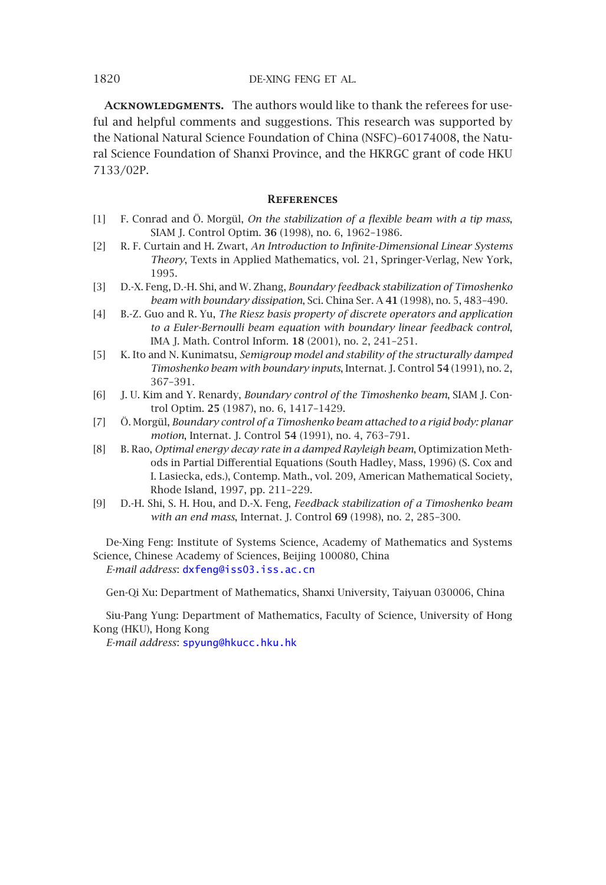**Acknowledgments.** The authors would like to thank the referees for useful and helpful comments and suggestions. This research was supported by the National Natural Science Foundation of China (NSFC)–60174008, the Natural Science Foundation of Shanxi Province, and the HKRGC grant of code HKU 7133/02P.

## References

[1] F. Conrad and Ö. Morgül, *On the stabilization of a flexible beam with a tip mass*, SIAM J. Control Optim. **36** (1998), no. 6, 1962–1986.

[2] R. F. Curtain and H. Zwart, *An Introduction to Infinite-Dimensional Linear Systems Theory*, Texts in Applied Mathematics, vol. 21, Springer-Verlag, New York, 1995.

[3] D.-X. Feng, D.-H. Shi, and W. Zhang, *Boundary feedback stabilization of Timoshenko beam with boundary dissipation*, Sci. China Ser. A **41** (1998), no. 5, 483–490.

[4] B.-Z. Guo and R. Yu, *The Riesz basis property of discrete operators and application to a Euler-Bernoulli beam equation with boundary linear feedback control*, IMA J. Math. Control Inform. **18** (2001), no. 2, 241–251.

[5] K. Ito and N. Kunimatsu, *Semigroup model and stability of the structurally damped Timoshenko beam with boundary inputs*, Internat. J. Control **54** (1991), no. 2, 367–391.

[6] J. U. Kim and Y. Renardy, *Boundary control of the Timoshenko beam*, SIAM J. Control Optim. **25** (1987), no. 6, 1417–1429.

[7] Ö. Morgül, *Boundary control of a Timoshenko beam attached to a rigid body: planar motion*, Internat. J. Control **54** (1991), no. 4, 763–791.

[8] B. Rao, *Optimal energy decay rate in a damped Rayleigh beam*, Optimization Methods in Partial Differential Equations (South Hadley, Mass, 1996) (S. Cox and I. Lasiecka, eds.), Contemp. Math., vol. 209, American Mathematical Society, Rhode Island, 1997, pp. 211–229.

[9] D.-H. Shi, S. H. Hou, and D.-X. Feng, *Feedback stabilization of a Timoshenko beam with an end mass*, Internat. J. Control **69** (1998), no. 2, 285–300.

De-Xing Feng: Institute of Systems Science, Academy of Mathematics and Systems Science, Chinese Academy of Sciences, Beijing 100080, China
*E-mail address*: dxfeng@iss03.iss.ac.cn

Gen-Qi Xu: Department of Mathematics, Shanxi University, Taiyuan 030006, China

Siu-Pang Yung: Department of Mathematics, Faculty of Science, University of Hong Kong (HKU), Hong Kong
*E-mail address*: spyung@hkucc.hku.hk